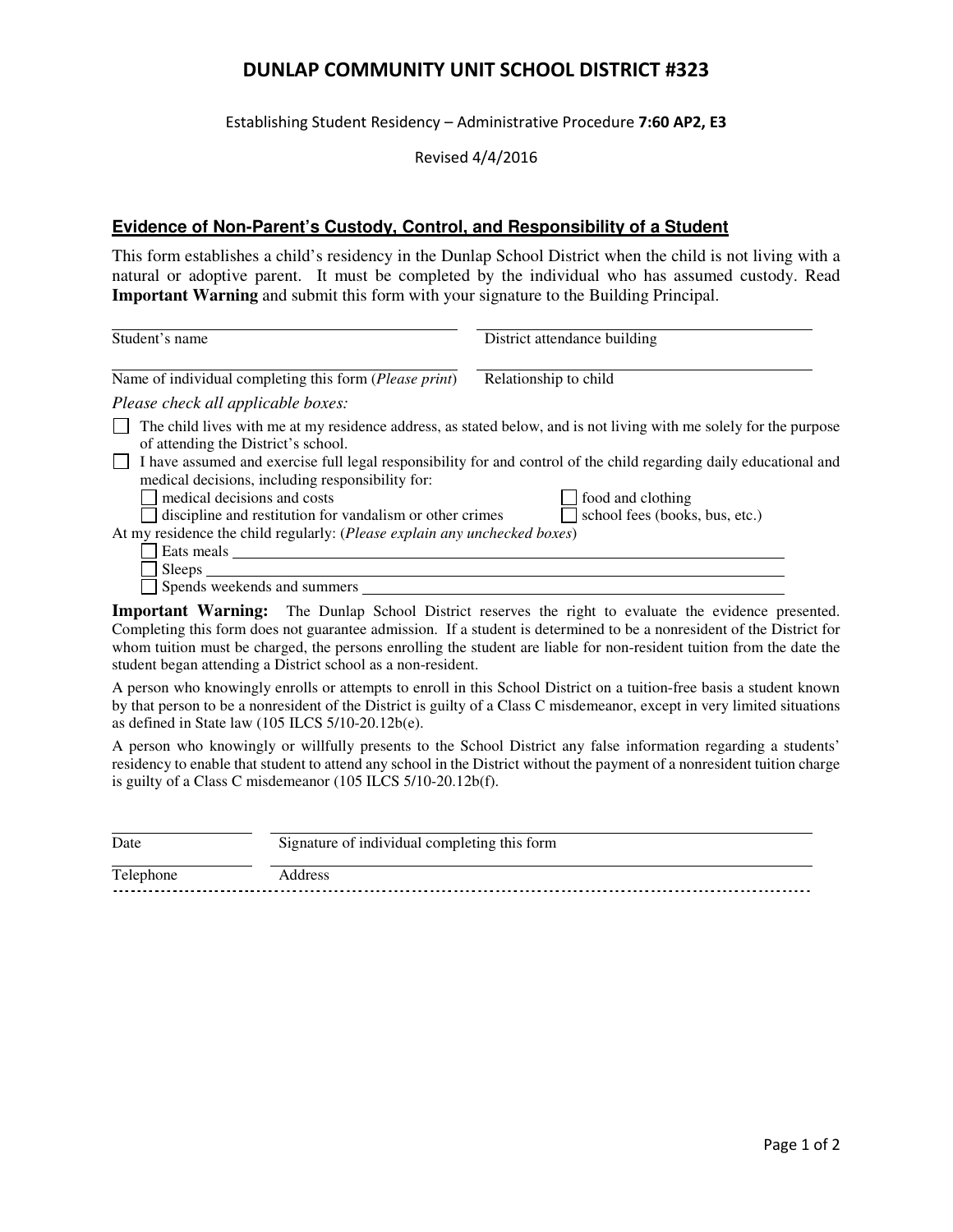# DUNLAP COMMUNITY UNIT SCHOOL DISTRICT #323

Establishing Student Residency – Administrative Procedure **7:60 AP2, E3**

Revised 4/4/2016

## Evidence of Non-Parent's Custody, Control, and Responsibility of a Student

This form establishes a child's residency in the Dunlap School District when the child is not living with a natural or adoptive parent. It must be completed by the individual who has assumed custody. Read **Important Warning** and submit this form with your signature to the Building Principal.

Student's name ______________________ District attendance building ______________________

Name of individual completing this form (*Please print*) ______________________ Relationship to child ______________________

*Please check all applicable boxes:*

- ☐ The child lives with me at my residence address, as stated below, and is not living with me solely for the purpose of attending the District's school.
- ☐ I have assumed and exercise full legal responsibility for and control of the child regarding daily educational and medical decisions, including responsibility for:
  - ☐ medical decisions and costs
  - ☐ food and clothing
  - ☐ discipline and restitution for vandalism or other crimes
  - ☐ school fees (books, bus, etc.)

At my residence the child regularly: (*Please explain any unchecked boxes*)

- ☐ Eats meals ______________________
- ☐ Sleeps ______________________
- ☐ Spends weekends and summers ______________________

**Important Warning:** The Dunlap School District reserves the right to evaluate the evidence presented. Completing this form does not guarantee admission. If a student is determined to be a nonresident of the District for whom tuition must be charged, the persons enrolling the student are liable for non-resident tuition from the date the student began attending a District school as a non-resident.

A person who knowingly enrolls or attempts to enroll in this School District on a tuition-free basis a student known by that person to be a nonresident of the District is guilty of a Class C misdemeanor, except in very limited situations as defined in State law (105 ILCS 5/10-20.12b(e).

A person who knowingly or willfully presents to the School District any false information regarding a students' residency to enable that student to attend any school in the District without the payment of a nonresident tuition charge is guilty of a Class C misdemeanor (105 ILCS 5/10-20.12b(f).

Date ______________ Signature of individual completing this form ______________________

Telephone ______________ Address ______________________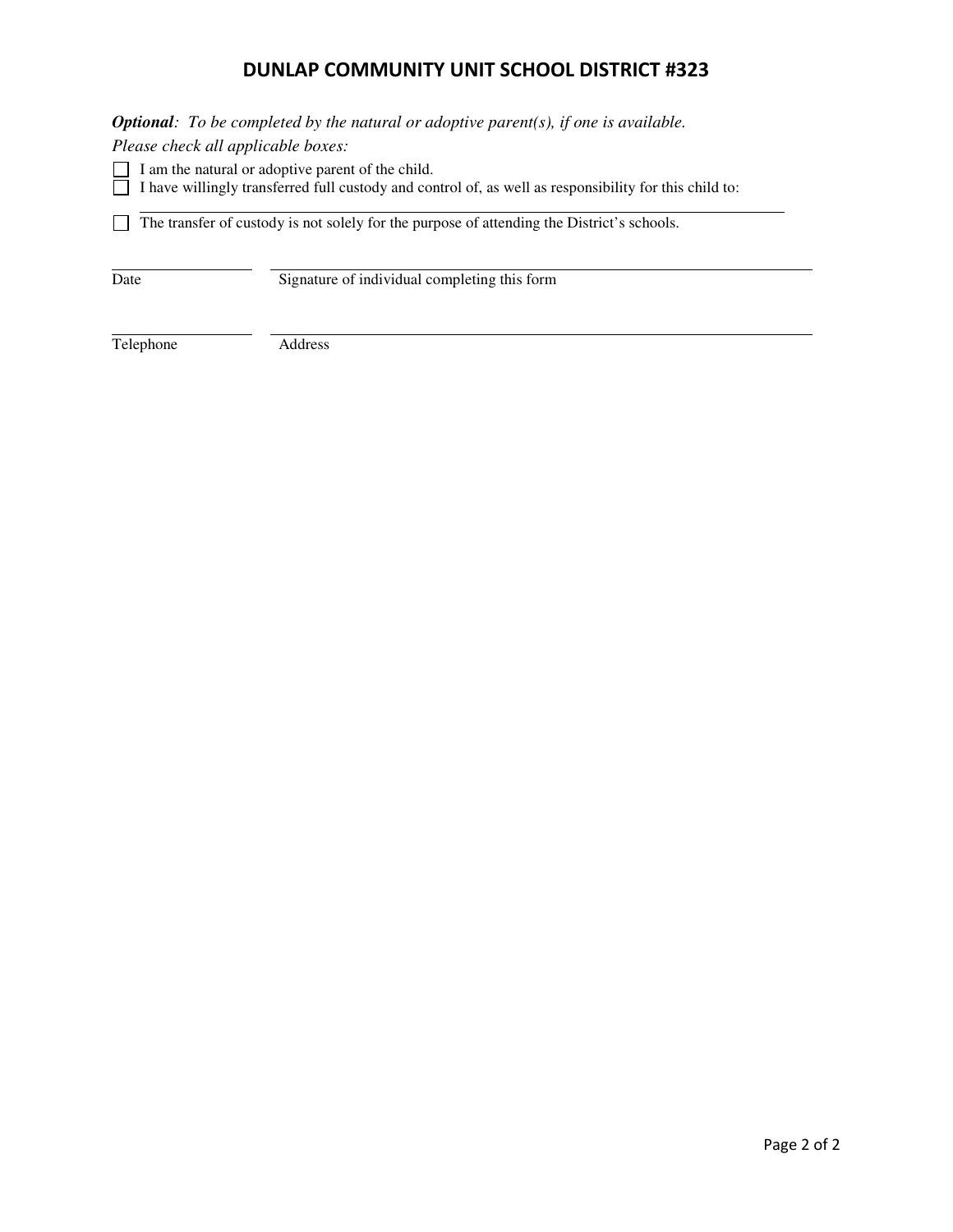## DUNLAP COMMUNITY UNIT SCHOOL DISTRICT #323

***Optional**: To be completed by the natural or adoptive parent(s), if one is available.*

*Please check all applicable boxes:*

☐ I am the natural or adoptive parent of the child.

☐ I have willingly transferred full custody and control of, as well as responsibility for this child to:

\_\_\_\_\_\_\_\_\_\_\_\_\_\_\_\_\_\_\_\_\_\_\_\_\_\_\_\_\_\_\_\_\_\_\_\_\_\_\_\_\_\_\_\_\_\_\_\_\_\_\_\_\_\_\_\_\_\_\_\_

☐ The transfer of custody is not solely for the purpose of attending the District's schools.

\_\_\_\_\_\_\_\_\_\_\_\_\_\_\_\_ \_\_\_\_\_\_\_\_\_\_\_\_\_\_\_\_\_\_\_\_\_\_\_\_\_\_\_\_\_\_\_\_\_\_\_\_\_\_\_\_\_\_\_\_\_\_\_\_\_\_\_\_

Date Signature of individual completing this form

\_\_\_\_\_\_\_\_\_\_\_\_\_\_\_\_ \_\_\_\_\_\_\_\_\_\_\_\_\_\_\_\_\_\_\_\_\_\_\_\_\_\_\_\_\_\_\_\_\_\_\_\_\_\_\_\_\_\_\_\_\_\_\_\_\_\_\_\_

Telephone Address